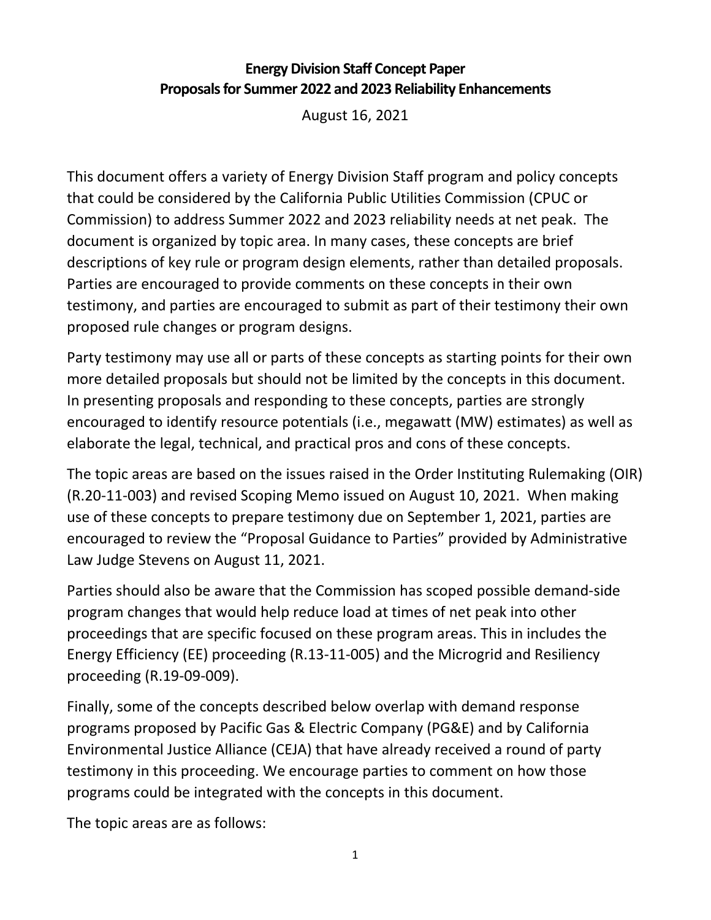# Energy Division Staff Concept Paper
# Proposals for Summer 2022 and 2023 Reliability Enhancements

August 16, 2021

This document offers a variety of Energy Division Staff program and policy concepts that could be considered by the California Public Utilities Commission (CPUC or Commission) to address Summer 2022 and 2023 reliability needs at net peak. The document is organized by topic area. In many cases, these concepts are brief descriptions of key rule or program design elements, rather than detailed proposals. Parties are encouraged to provide comments on these concepts in their own testimony, and parties are encouraged to submit as part of their testimony their own proposed rule changes or program designs.

Party testimony may use all or parts of these concepts as starting points for their own more detailed proposals but should not be limited by the concepts in this document. In presenting proposals and responding to these concepts, parties are strongly encouraged to identify resource potentials (i.e., megawatt (MW) estimates) as well as elaborate the legal, technical, and practical pros and cons of these concepts.

The topic areas are based on the issues raised in the Order Instituting Rulemaking (OIR) (R.20-11-003) and revised Scoping Memo issued on August 10, 2021. When making use of these concepts to prepare testimony due on September 1, 2021, parties are encouraged to review the "Proposal Guidance to Parties" provided by Administrative Law Judge Stevens on August 11, 2021.

Parties should also be aware that the Commission has scoped possible demand-side program changes that would help reduce load at times of net peak into other proceedings that are specific focused on these program areas. This in includes the Energy Efficiency (EE) proceeding (R.13-11-005) and the Microgrid and Resiliency proceeding (R.19-09-009).

Finally, some of the concepts described below overlap with demand response programs proposed by Pacific Gas & Electric Company (PG&E) and by California Environmental Justice Alliance (CEJA) that have already received a round of party testimony in this proceeding. We encourage parties to comment on how those programs could be integrated with the concepts in this document.

The topic areas are as follows: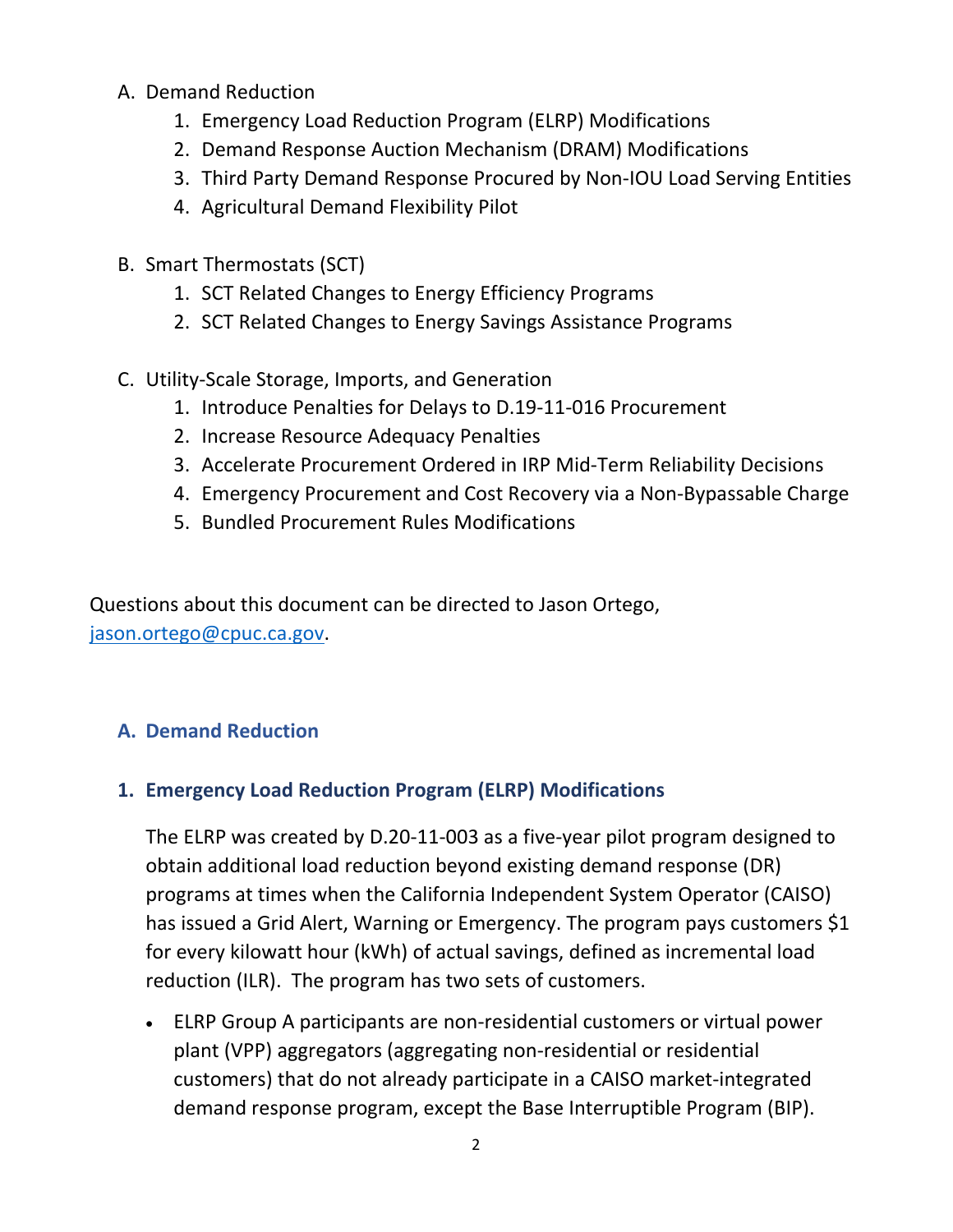A. Demand Reduction
   1. Emergency Load Reduction Program (ELRP) Modifications
   2. Demand Response Auction Mechanism (DRAM) Modifications
   3. Third Party Demand Response Procured by Non-IOU Load Serving Entities
   4. Agricultural Demand Flexibility Pilot

B. Smart Thermostats (SCT)
   1. SCT Related Changes to Energy Efficiency Programs
   2. SCT Related Changes to Energy Savings Assistance Programs

C. Utility-Scale Storage, Imports, and Generation
   1. Introduce Penalties for Delays to D.19-11-016 Procurement
   2. Increase Resource Adequacy Penalties
   3. Accelerate Procurement Ordered in IRP Mid-Term Reliability Decisions
   4. Emergency Procurement and Cost Recovery via a Non-Bypassable Charge
   5. Bundled Procurement Rules Modifications

Questions about this document can be directed to Jason Ortego, jason.ortego@cpuc.ca.gov.

## A. Demand Reduction

### 1. Emergency Load Reduction Program (ELRP) Modifications

The ELRP was created by D.20-11-003 as a five-year pilot program designed to obtain additional load reduction beyond existing demand response (DR) programs at times when the California Independent System Operator (CAISO) has issued a Grid Alert, Warning or Emergency. The program pays customers $1 for every kilowatt hour (kWh) of actual savings, defined as incremental load reduction (ILR). The program has two sets of customers.

- ELRP Group A participants are non-residential customers or virtual power plant (VPP) aggregators (aggregating non-residential or residential customers) that do not already participate in a CAISO market-integrated demand response program, except the Base Interruptible Program (BIP).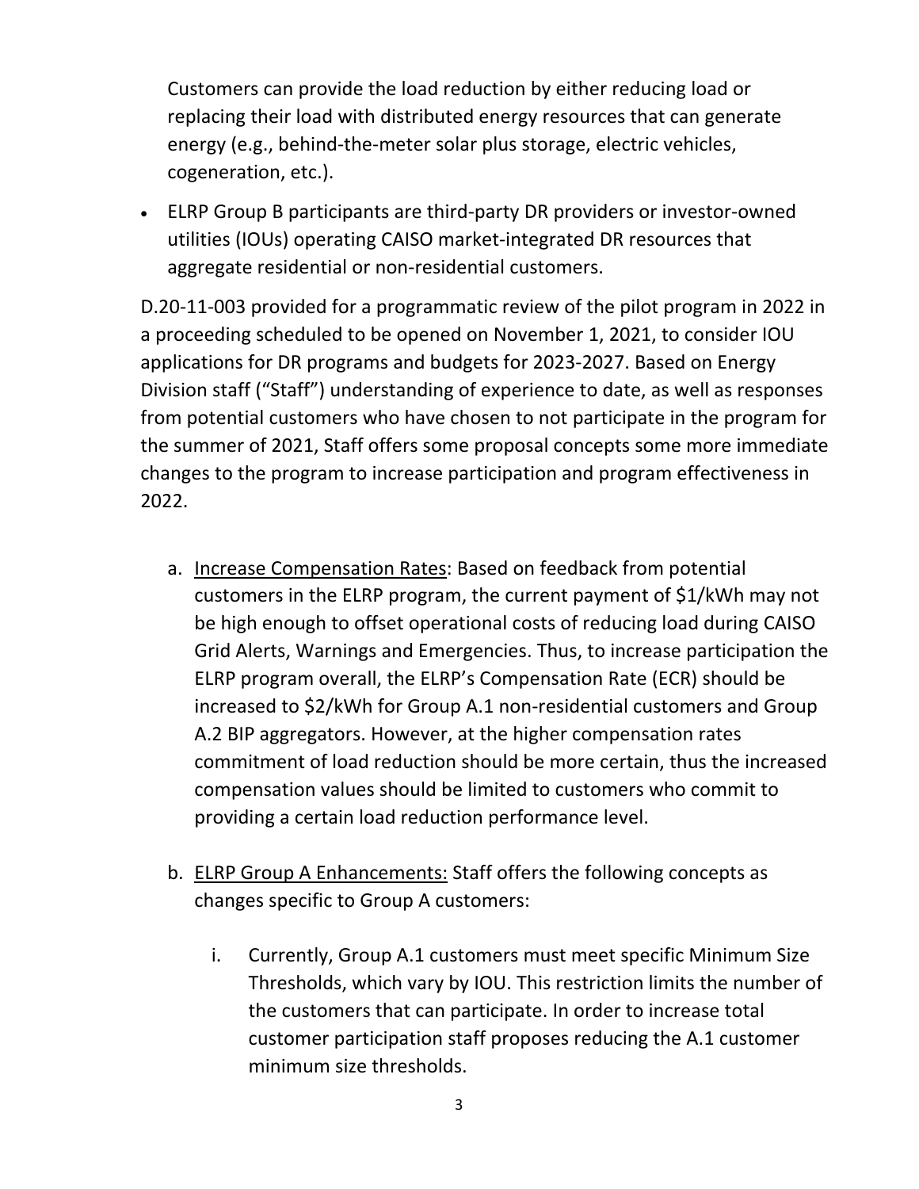Customers can provide the load reduction by either reducing load or replacing their load with distributed energy resources that can generate energy (e.g., behind-the-meter solar plus storage, electric vehicles, cogeneration, etc.).

- ELRP Group B participants are third-party DR providers or investor-owned utilities (IOUs) operating CAISO market-integrated DR resources that aggregate residential or non-residential customers.

D.20-11-003 provided for a programmatic review of the pilot program in 2022 in a proceeding scheduled to be opened on November 1, 2021, to consider IOU applications for DR programs and budgets for 2023-2027. Based on Energy Division staff ("Staff") understanding of experience to date, as well as responses from potential customers who have chosen to not participate in the program for the summer of 2021, Staff offers some proposal concepts some more immediate changes to the program to increase participation and program effectiveness in 2022.

a. <u>Increase Compensation Rates</u>: Based on feedback from potential customers in the ELRP program, the current payment of $1/kWh may not be high enough to offset operational costs of reducing load during CAISO Grid Alerts, Warnings and Emergencies. Thus, to increase participation the ELRP program overall, the ELRP's Compensation Rate (ECR) should be increased to $2/kWh for Group A.1 non-residential customers and Group A.2 BIP aggregators. However, at the higher compensation rates commitment of load reduction should be more certain, thus the increased compensation values should be limited to customers who commit to providing a certain load reduction performance level.

b. <u>ELRP Group A Enhancements:</u> Staff offers the following concepts as changes specific to Group A customers:

   i. Currently, Group A.1 customers must meet specific Minimum Size Thresholds, which vary by IOU. This restriction limits the number of the customers that can participate. In order to increase total customer participation staff proposes reducing the A.1 customer minimum size thresholds.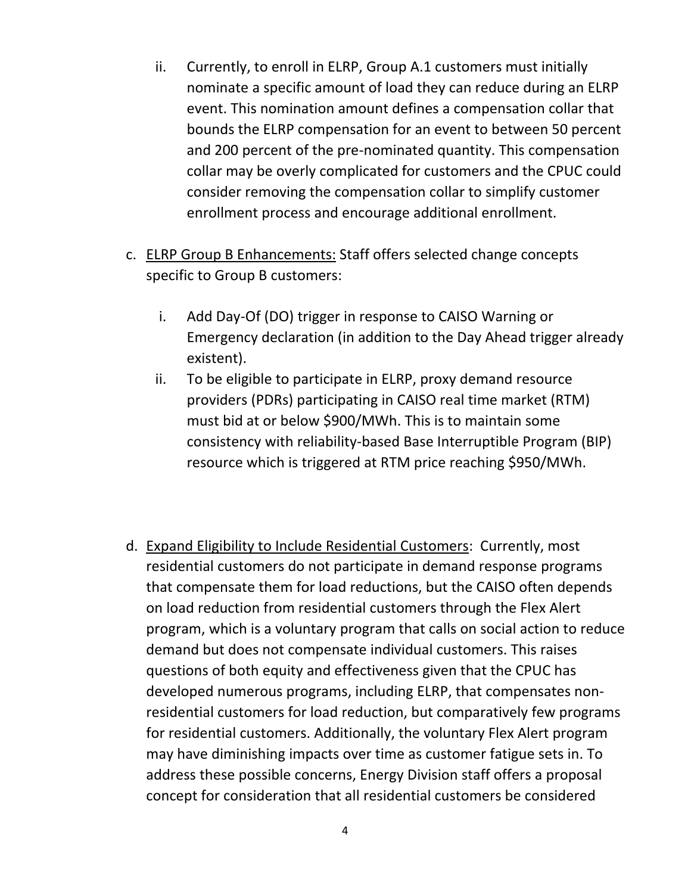ii. Currently, to enroll in ELRP, Group A.1 customers must initially nominate a specific amount of load they can reduce during an ELRP event. This nomination amount defines a compensation collar that bounds the ELRP compensation for an event to between 50 percent and 200 percent of the pre-nominated quantity. This compensation collar may be overly complicated for customers and the CPUC could consider removing the compensation collar to simplify customer enrollment process and encourage additional enrollment.

c. <u>ELRP Group B Enhancements:</u> Staff offers selected change concepts specific to Group B customers:

   i. Add Day-Of (DO) trigger in response to CAISO Warning or Emergency declaration (in addition to the Day Ahead trigger already existent).

   ii. To be eligible to participate in ELRP, proxy demand resource providers (PDRs) participating in CAISO real time market (RTM) must bid at or below $900/MWh. This is to maintain some consistency with reliability-based Base Interruptible Program (BIP) resource which is triggered at RTM price reaching $950/MWh.

d. <u>Expand Eligibility to Include Residential Customers</u>: Currently, most residential customers do not participate in demand response programs that compensate them for load reductions, but the CAISO often depends on load reduction from residential customers through the Flex Alert program, which is a voluntary program that calls on social action to reduce demand but does not compensate individual customers. This raises questions of both equity and effectiveness given that the CPUC has developed numerous programs, including ELRP, that compensates non-residential customers for load reduction, but comparatively few programs for residential customers. Additionally, the voluntary Flex Alert program may have diminishing impacts over time as customer fatigue sets in. To address these possible concerns, Energy Division staff offers a proposal concept for consideration that all residential customers be considered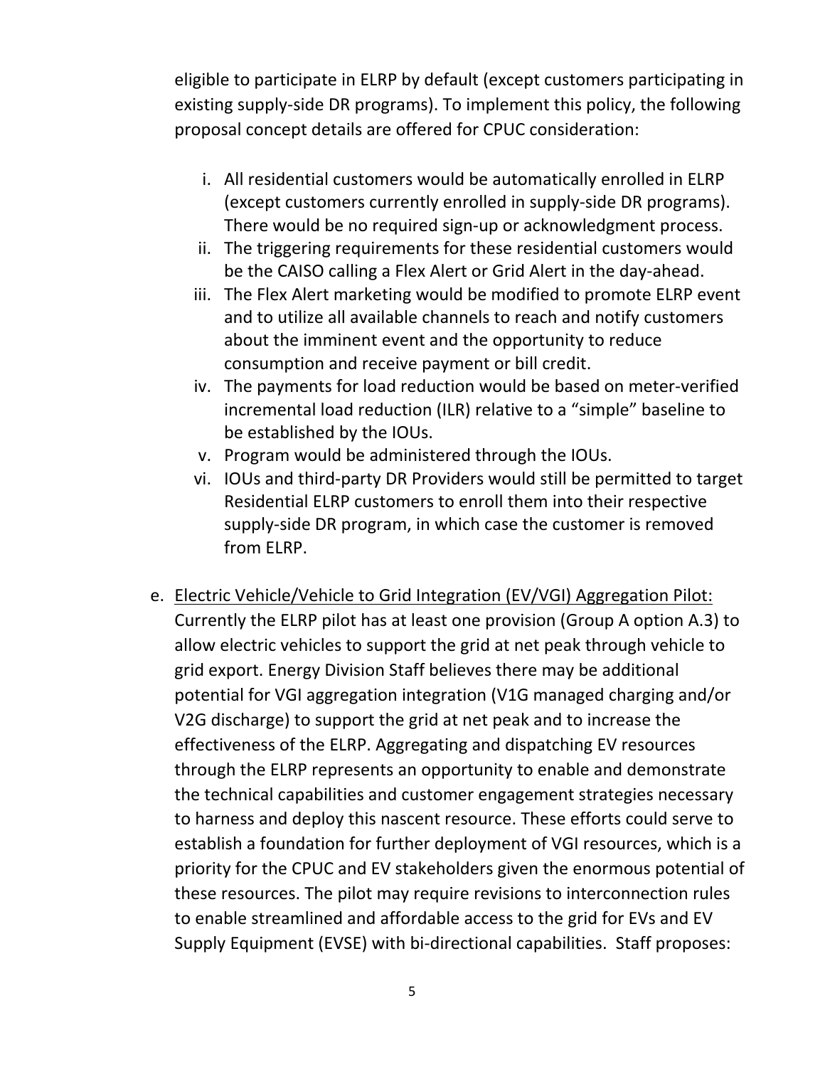eligible to participate in ELRP by default (except customers participating in existing supply-side DR programs). To implement this policy, the following proposal concept details are offered for CPUC consideration:

i. All residential customers would be automatically enrolled in ELRP (except customers currently enrolled in supply-side DR programs). There would be no required sign-up or acknowledgment process.
ii. The triggering requirements for these residential customers would be the CAISO calling a Flex Alert or Grid Alert in the day-ahead.
iii. The Flex Alert marketing would be modified to promote ELRP event and to utilize all available channels to reach and notify customers about the imminent event and the opportunity to reduce consumption and receive payment or bill credit.
iv. The payments for load reduction would be based on meter-verified incremental load reduction (ILR) relative to a "simple" baseline to be established by the IOUs.
v. Program would be administered through the IOUs.
vi. IOUs and third-party DR Providers would still be permitted to target Residential ELRP customers to enroll them into their respective supply-side DR program, in which case the customer is removed from ELRP.

e. <u>Electric Vehicle/Vehicle to Grid Integration (EV/VGI) Aggregation Pilot:</u> Currently the ELRP pilot has at least one provision (Group A option A.3) to allow electric vehicles to support the grid at net peak through vehicle to grid export. Energy Division Staff believes there may be additional potential for VGI aggregation integration (V1G managed charging and/or V2G discharge) to support the grid at net peak and to increase the effectiveness of the ELRP. Aggregating and dispatching EV resources through the ELRP represents an opportunity to enable and demonstrate the technical capabilities and customer engagement strategies necessary to harness and deploy this nascent resource. These efforts could serve to establish a foundation for further deployment of VGI resources, which is a priority for the CPUC and EV stakeholders given the enormous potential of these resources. The pilot may require revisions to interconnection rules to enable streamlined and affordable access to the grid for EVs and EV Supply Equipment (EVSE) with bi-directional capabilities. Staff proposes: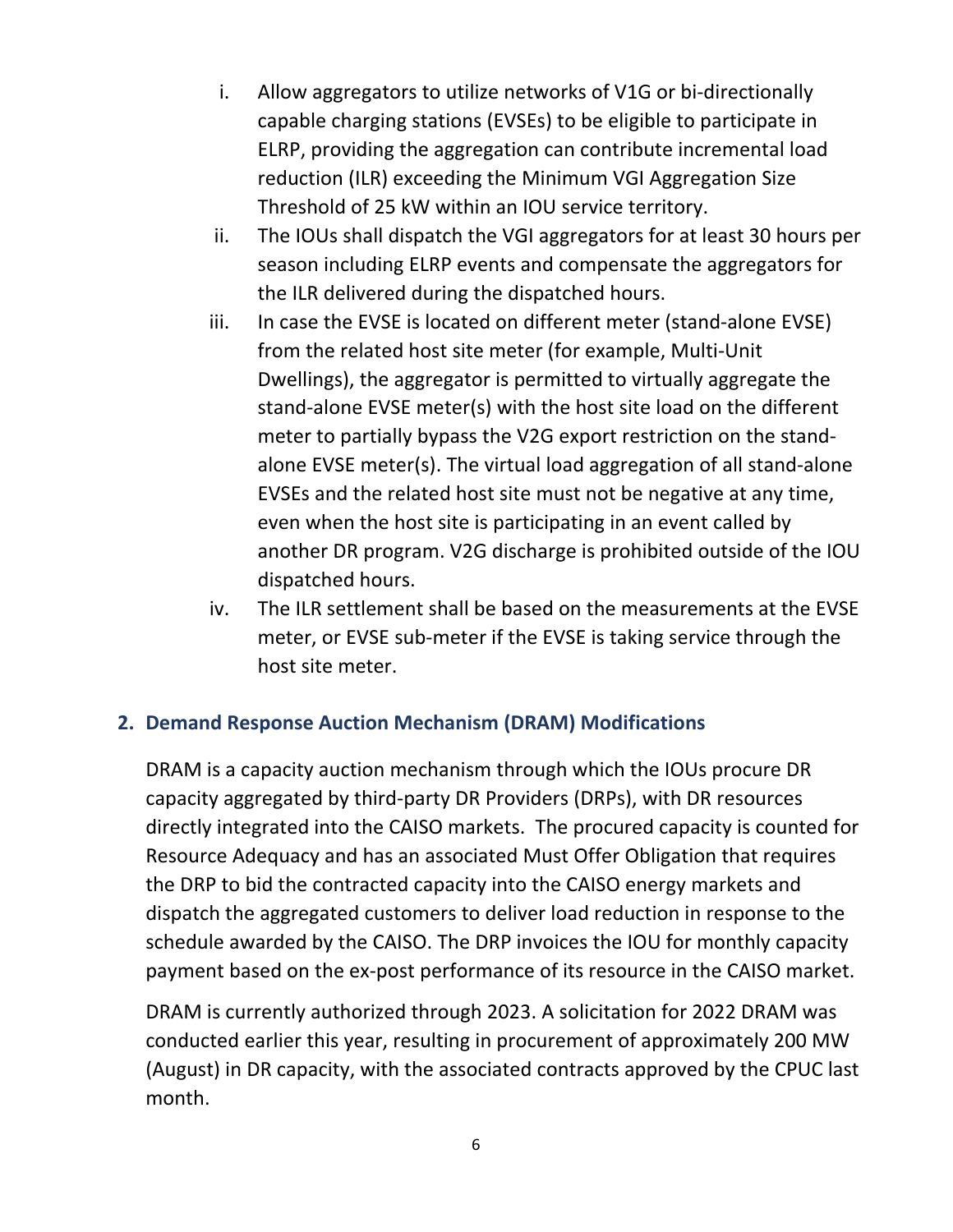i. Allow aggregators to utilize networks of V1G or bi-directionally capable charging stations (EVSEs) to be eligible to participate in ELRP, providing the aggregation can contribute incremental load reduction (ILR) exceeding the Minimum VGI Aggregation Size Threshold of 25 kW within an IOU service territory.
ii. The IOUs shall dispatch the VGI aggregators for at least 30 hours per season including ELRP events and compensate the aggregators for the ILR delivered during the dispatched hours.
iii. In case the EVSE is located on different meter (stand-alone EVSE) from the related host site meter (for example, Multi-Unit Dwellings), the aggregator is permitted to virtually aggregate the stand-alone EVSE meter(s) with the host site load on the different meter to partially bypass the V2G export restriction on the stand-alone EVSE meter(s). The virtual load aggregation of all stand-alone EVSEs and the related host site must not be negative at any time, even when the host site is participating in an event called by another DR program. V2G discharge is prohibited outside of the IOU dispatched hours.
iv. The ILR settlement shall be based on the measurements at the EVSE meter, or EVSE sub-meter if the EVSE is taking service through the host site meter.

## 2. Demand Response Auction Mechanism (DRAM) Modifications

DRAM is a capacity auction mechanism through which the IOUs procure DR capacity aggregated by third-party DR Providers (DRPs), with DR resources directly integrated into the CAISO markets. The procured capacity is counted for Resource Adequacy and has an associated Must Offer Obligation that requires the DRP to bid the contracted capacity into the CAISO energy markets and dispatch the aggregated customers to deliver load reduction in response to the schedule awarded by the CAISO. The DRP invoices the IOU for monthly capacity payment based on the ex-post performance of its resource in the CAISO market.

DRAM is currently authorized through 2023. A solicitation for 2022 DRAM was conducted earlier this year, resulting in procurement of approximately 200 MW (August) in DR capacity, with the associated contracts approved by the CPUC last month.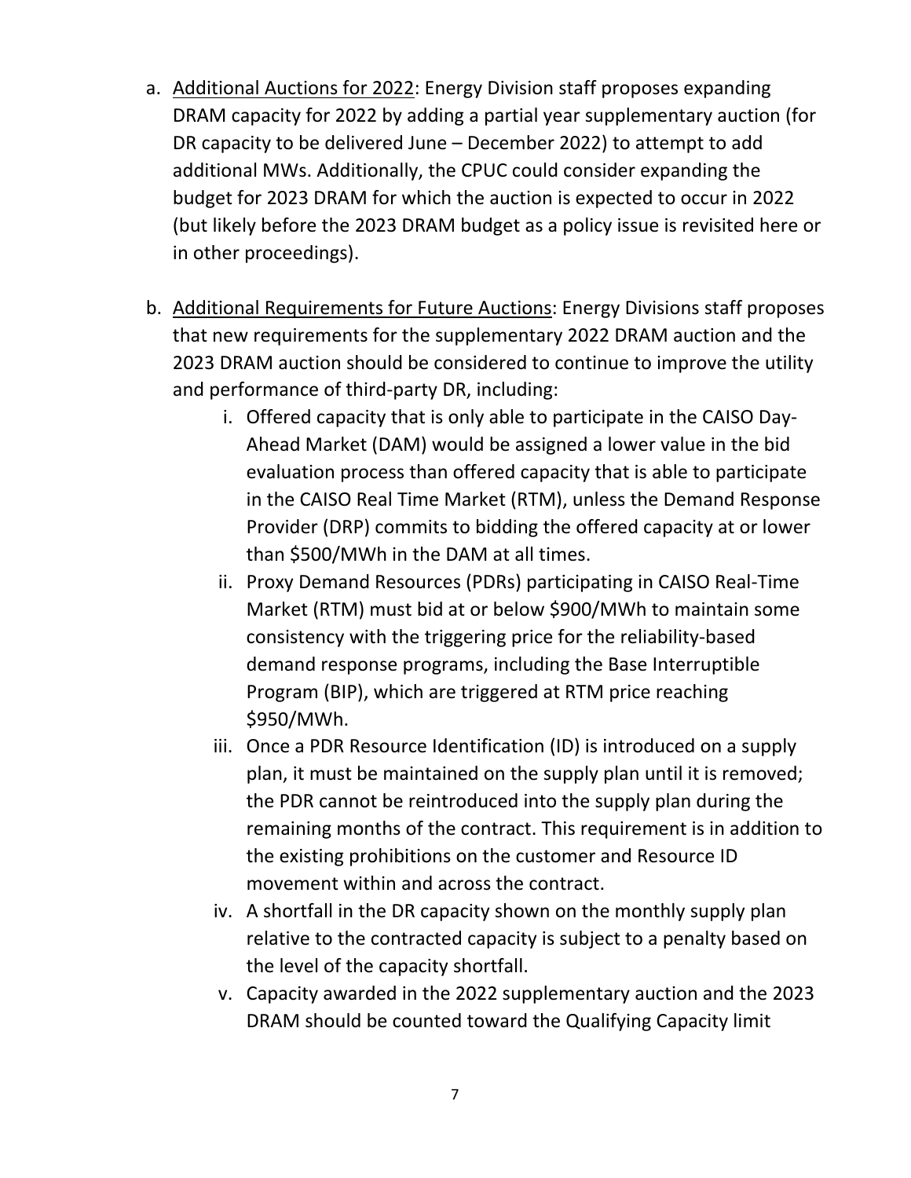a. <u>Additional Auctions for 2022</u>: Energy Division staff proposes expanding DRAM capacity for 2022 by adding a partial year supplementary auction (for DR capacity to be delivered June – December 2022) to attempt to add additional MWs. Additionally, the CPUC could consider expanding the budget for 2023 DRAM for which the auction is expected to occur in 2022 (but likely before the 2023 DRAM budget as a policy issue is revisited here or in other proceedings).

b. <u>Additional Requirements for Future Auctions</u>: Energy Divisions staff proposes that new requirements for the supplementary 2022 DRAM auction and the 2023 DRAM auction should be considered to continue to improve the utility and performance of third-party DR, including:

   i. Offered capacity that is only able to participate in the CAISO Day-Ahead Market (DAM) would be assigned a lower value in the bid evaluation process than offered capacity that is able to participate in the CAISO Real Time Market (RTM), unless the Demand Response Provider (DRP) commits to bidding the offered capacity at or lower than $500/MWh in the DAM at all times.

   ii. Proxy Demand Resources (PDRs) participating in CAISO Real-Time Market (RTM) must bid at or below $900/MWh to maintain some consistency with the triggering price for the reliability-based demand response programs, including the Base Interruptible Program (BIP), which are triggered at RTM price reaching $950/MWh.

   iii. Once a PDR Resource Identification (ID) is introduced on a supply plan, it must be maintained on the supply plan until it is removed; the PDR cannot be reintroduced into the supply plan during the remaining months of the contract. This requirement is in addition to the existing prohibitions on the customer and Resource ID movement within and across the contract.

   iv. A shortfall in the DR capacity shown on the monthly supply plan relative to the contracted capacity is subject to a penalty based on the level of the capacity shortfall.

   v. Capacity awarded in the 2022 supplementary auction and the 2023 DRAM should be counted toward the Qualifying Capacity limit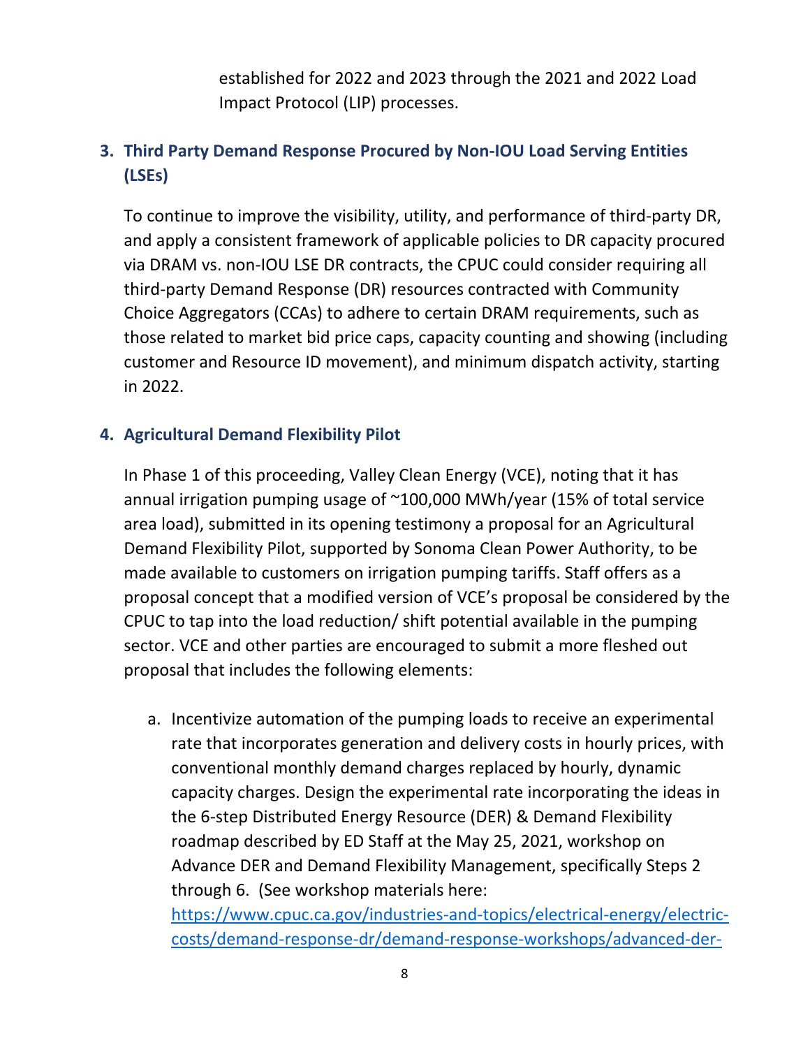established for 2022 and 2023 through the 2021 and 2022 Load Impact Protocol (LIP) processes.

### 3. Third Party Demand Response Procured by Non-IOU Load Serving Entities (LSEs)

To continue to improve the visibility, utility, and performance of third-party DR, and apply a consistent framework of applicable policies to DR capacity procured via DRAM vs. non-IOU LSE DR contracts, the CPUC could consider requiring all third-party Demand Response (DR) resources contracted with Community Choice Aggregators (CCAs) to adhere to certain DRAM requirements, such as those related to market bid price caps, capacity counting and showing (including customer and Resource ID movement), and minimum dispatch activity, starting in 2022.

### 4. Agricultural Demand Flexibility Pilot

In Phase 1 of this proceeding, Valley Clean Energy (VCE), noting that it has annual irrigation pumping usage of ~100,000 MWh/year (15% of total service area load), submitted in its opening testimony a proposal for an Agricultural Demand Flexibility Pilot, supported by Sonoma Clean Power Authority, to be made available to customers on irrigation pumping tariffs. Staff offers as a proposal concept that a modified version of VCE's proposal be considered by the CPUC to tap into the load reduction/ shift potential available in the pumping sector. VCE and other parties are encouraged to submit a more fleshed out proposal that includes the following elements:

a. Incentivize automation of the pumping loads to receive an experimental rate that incorporates generation and delivery costs in hourly prices, with conventional monthly demand charges replaced by hourly, dynamic capacity charges. Design the experimental rate incorporating the ideas in the 6-step Distributed Energy Resource (DER) & Demand Flexibility roadmap described by ED Staff at the May 25, 2021, workshop on Advance DER and Demand Flexibility Management, specifically Steps 2 through 6. (See workshop materials here: https://www.cpuc.ca.gov/industries-and-topics/electrical-energy/electric-costs/demand-response-dr/demand-response-workshops/advanced-der-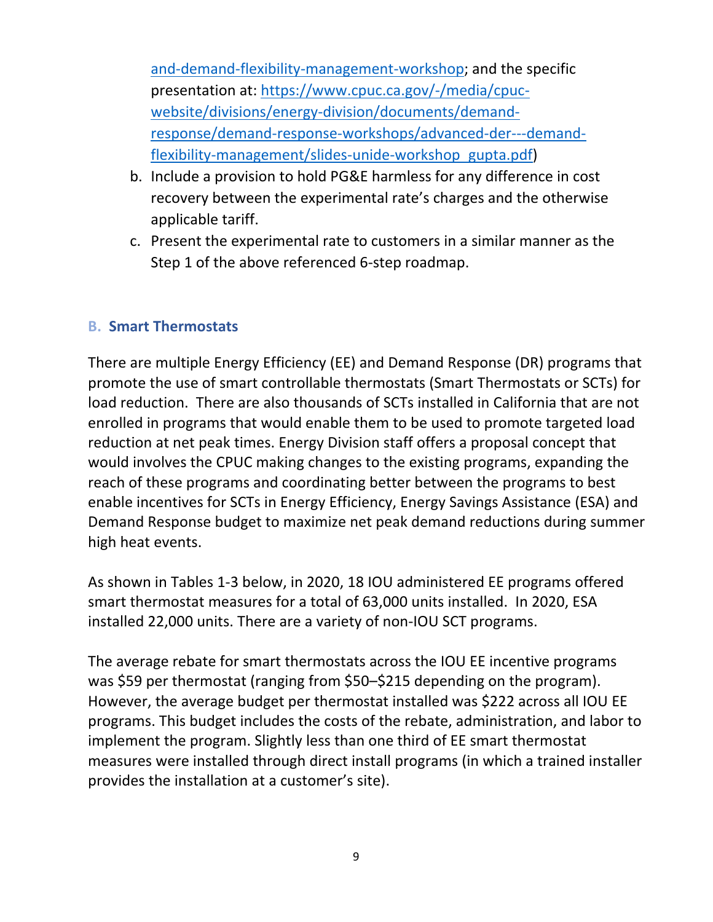and-demand-flexibility-management-workshop; and the specific presentation at: https://www.cpuc.ca.gov/-/media/cpuc-website/divisions/energy-division/documents/demand-response/demand-response-workshops/advanced-der---demand-flexibility-management/slides-unide-workshop_gupta.pdf)

b. Include a provision to hold PG&E harmless for any difference in cost recovery between the experimental rate's charges and the otherwise applicable tariff.
c. Present the experimental rate to customers in a similar manner as the Step 1 of the above referenced 6-step roadmap.

### B. Smart Thermostats

There are multiple Energy Efficiency (EE) and Demand Response (DR) programs that promote the use of smart controllable thermostats (Smart Thermostats or SCTs) for load reduction. There are also thousands of SCTs installed in California that are not enrolled in programs that would enable them to be used to promote targeted load reduction at net peak times. Energy Division staff offers a proposal concept that would involves the CPUC making changes to the existing programs, expanding the reach of these programs and coordinating better between the programs to best enable incentives for SCTs in Energy Efficiency, Energy Savings Assistance (ESA) and Demand Response budget to maximize net peak demand reductions during summer high heat events.

As shown in Tables 1-3 below, in 2020, 18 IOU administered EE programs offered smart thermostat measures for a total of 63,000 units installed. In 2020, ESA installed 22,000 units. There are a variety of non-IOU SCT programs.

The average rebate for smart thermostats across the IOU EE incentive programs was $59 per thermostat (ranging from $50–$215 depending on the program). However, the average budget per thermostat installed was $222 across all IOU EE programs. This budget includes the costs of the rebate, administration, and labor to implement the program. Slightly less than one third of EE smart thermostat measures were installed through direct install programs (in which a trained installer provides the installation at a customer's site).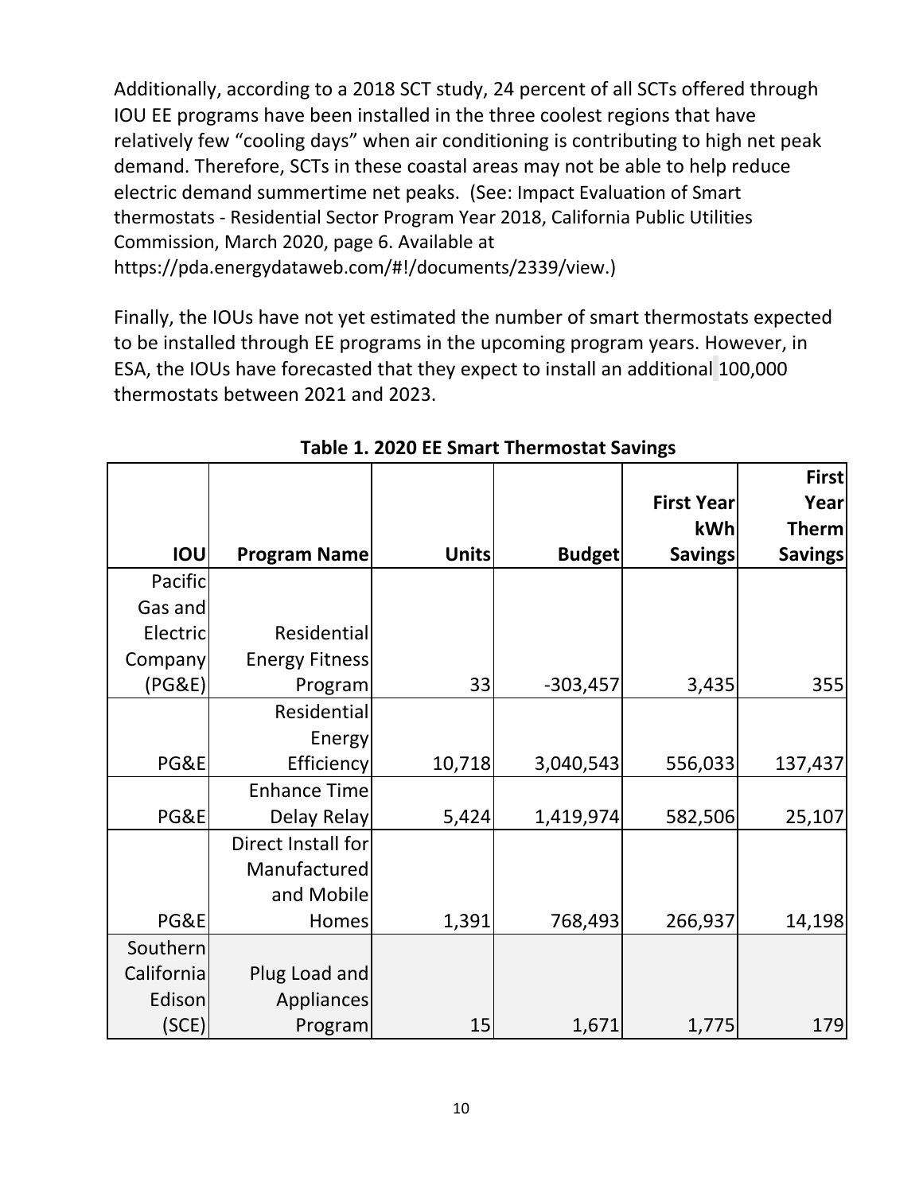Additionally, according to a 2018 SCT study, 24 percent of all SCTs offered through IOU EE programs have been installed in the three coolest regions that have relatively few "cooling days" when air conditioning is contributing to high net peak demand. Therefore, SCTs in these coastal areas may not be able to help reduce electric demand summertime net peaks. (See: Impact Evaluation of Smart thermostats - Residential Sector Program Year 2018, California Public Utilities Commission, March 2020, page 6. Available at https://pda.energydataweb.com/#!/documents/2339/view.)

Finally, the IOUs have not yet estimated the number of smart thermostats expected to be installed through EE programs in the upcoming program years. However, in ESA, the IOUs have forecasted that they expect to install an additional 100,000 thermostats between 2021 and 2023.

**Table 1. 2020 EE Smart Thermostat Savings**

| IOU | Program Name | Units | Budget | First Year kWh Savings | First Year Therm Savings |
|---:|---:|---:|---:|---:|---:|
| Pacific Gas and Electric Company (PG&E) | Residential Energy Fitness Program | 33 | -303,457 | 3,435 | 355 |
| PG&E | Residential Energy Efficiency | 10,718 | 3,040,543 | 556,033 | 137,437 |
| PG&E | Enhance Time Delay Relay | 5,424 | 1,419,974 | 582,506 | 25,107 |
| PG&E | Direct Install for Manufactured and Mobile Homes | 1,391 | 768,493 | 266,937 | 14,198 |
| Southern California Edison (SCE) | Plug Load and Appliances Program | 15 | 1,671 | 1,775 | 179 |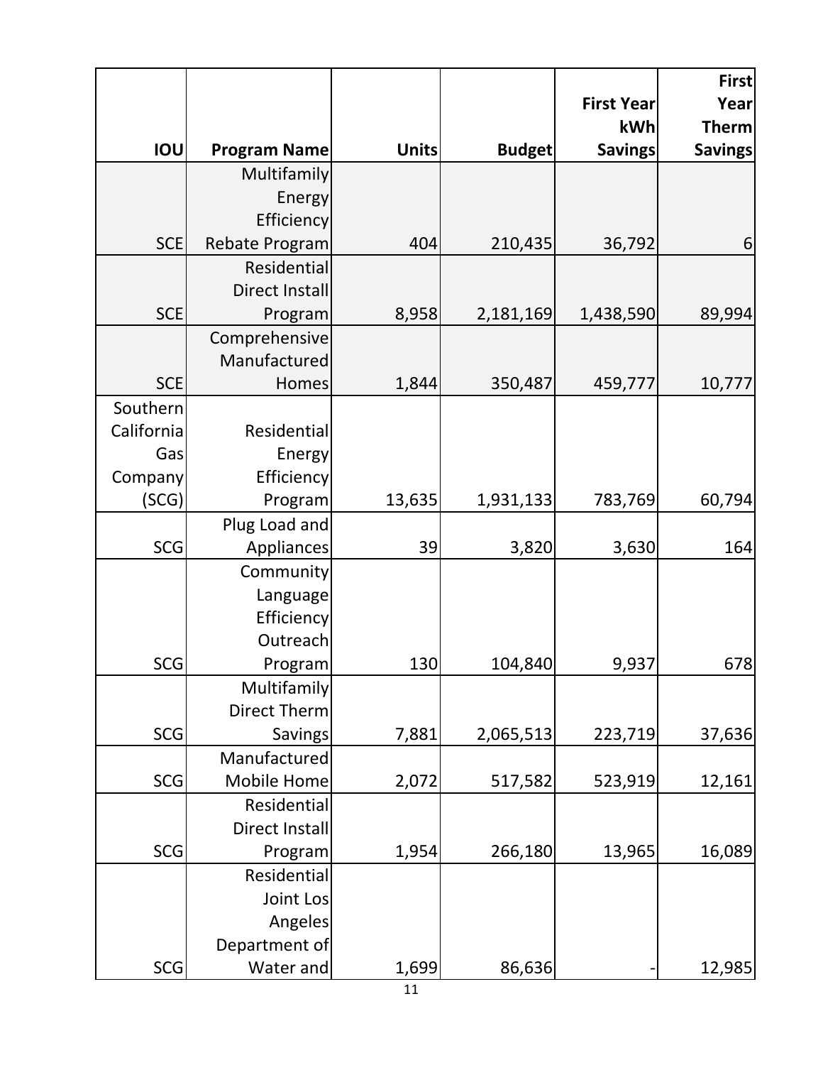| IOU | Program Name | Units | Budget | First Year kWh Savings | First Year Therm Savings |
|---|---|---|---|---|---|
| SCE | Multifamily Energy Efficiency Rebate Program | 404 | 210,435 | 36,792 | 6 |
| SCE | Residential Direct Install Program | 8,958 | 2,181,169 | 1,438,590 | 89,994 |
| SCE | Comprehensive Manufactured Homes | 1,844 | 350,487 | 459,777 | 10,777 |
| Southern California Gas Company (SCG) | Residential Energy Efficiency Program | 13,635 | 1,931,133 | 783,769 | 60,794 |
| SCG | Plug Load and Appliances | 39 | 3,820 | 3,630 | 164 |
| SCG | Community Language Efficiency Outreach Program | 130 | 104,840 | 9,937 | 678 |
| SCG | Multifamily Direct Therm Savings | 7,881 | 2,065,513 | 223,719 | 37,636 |
| SCG | Manufactured Mobile Home | 2,072 | 517,582 | 523,919 | 12,161 |
| SCG | Residential Direct Install Program | 1,954 | 266,180 | 13,965 | 16,089 |
| SCG | Residential Joint Los Angeles Department of Water and | 1,699 | 86,636 | - | 12,985 |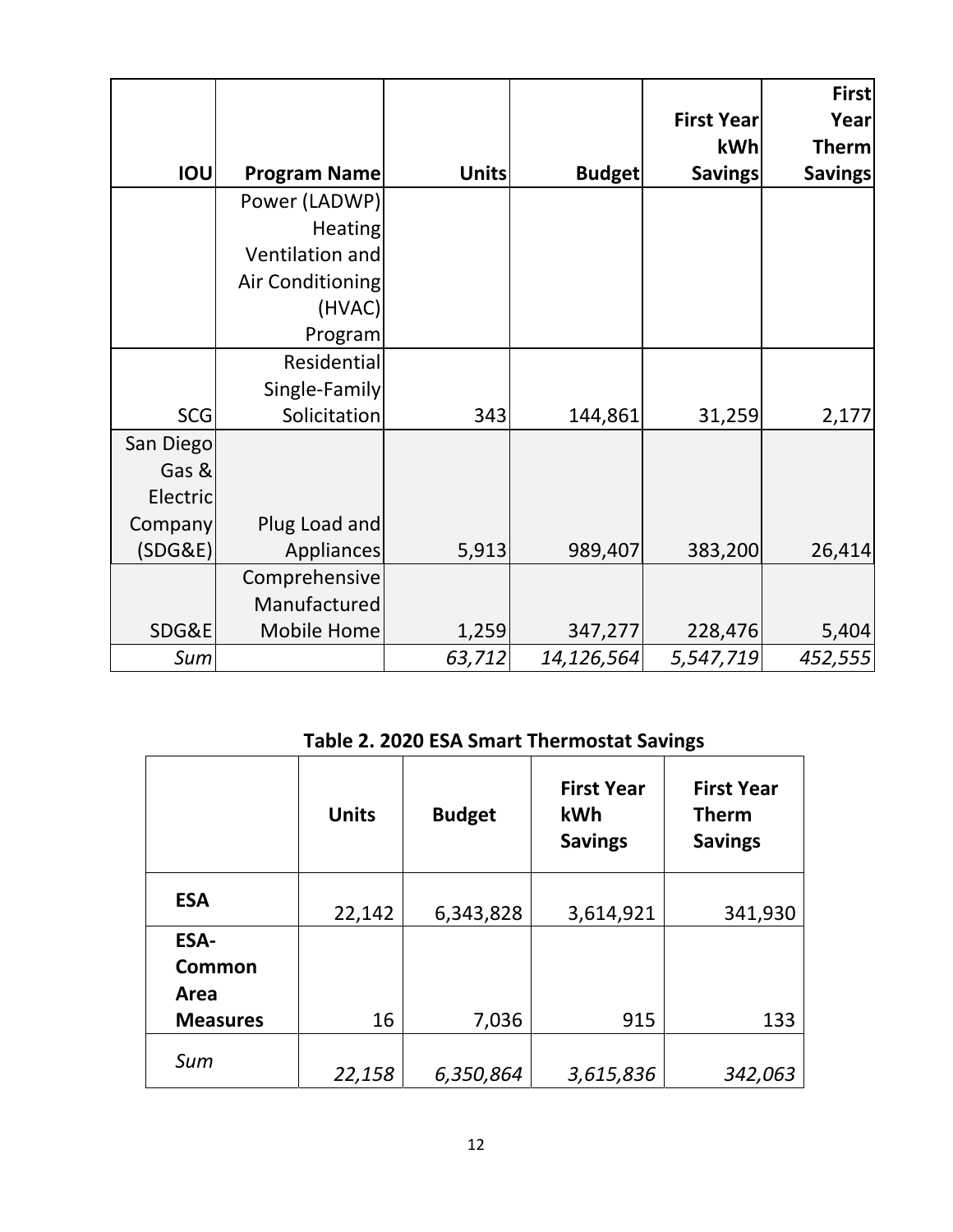| IOU | Program Name | Units | Budget | First Year kWh Savings | First Year Therm Savings |
|---|---|---|---|---|---|
| | Power (LADWP) Heating Ventilation and Air Conditioning (HVAC) Program | | | | |
| SCG | Residential Single-Family Solicitation | 343 | 144,861 | 31,259 | 2,177 |
| San Diego Gas & Electric Company (SDG&E) | Plug Load and Appliances | 5,913 | 989,407 | 383,200 | 26,414 |
| SDG&E | Comprehensive Manufactured Mobile Home | 1,259 | 347,277 | 228,476 | 5,404 |
| *Sum* | | *63,712* | *14,126,564* | *5,547,719* | *452,555* |

**Table 2. 2020 ESA Smart Thermostat Savings**

| | Units | Budget | First Year kWh Savings | First Year Therm Savings |
|---|---|---|---|---|
| **ESA** | 22,142 | 6,343,828 | 3,614,921 | 341,930 |
| **ESA-Common Area Measures** | 16 | 7,036 | 915 | 133 |
| *Sum* | *22,158* | *6,350,864* | *3,615,836* | *342,063* |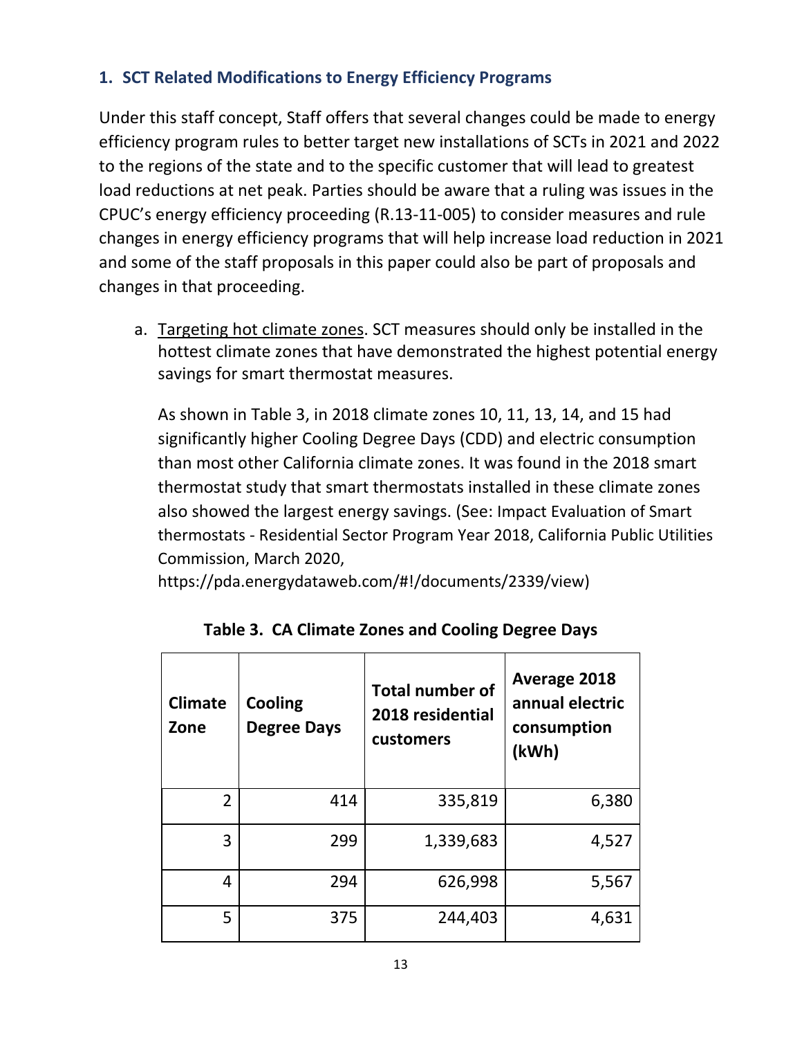## 1. SCT Related Modifications to Energy Efficiency Programs

Under this staff concept, Staff offers that several changes could be made to energy efficiency program rules to better target new installations of SCTs in 2021 and 2022 to the regions of the state and to the specific customer that will lead to greatest load reductions at net peak. Parties should be aware that a ruling was issues in the CPUC's energy efficiency proceeding (R.13-11-005) to consider measures and rule changes in energy efficiency programs that will help increase load reduction in 2021 and some of the staff proposals in this paper could also be part of proposals and changes in that proceeding.

a. Targeting hot climate zones. SCT measures should only be installed in the hottest climate zones that have demonstrated the highest potential energy savings for smart thermostat measures.

   As shown in Table 3, in 2018 climate zones 10, 11, 13, 14, and 15 had significantly higher Cooling Degree Days (CDD) and electric consumption than most other California climate zones. It was found in the 2018 smart thermostat study that smart thermostats installed in these climate zones also showed the largest energy savings. (See: Impact Evaluation of Smart thermostats - Residential Sector Program Year 2018, California Public Utilities Commission, March 2020, https://pda.energydataweb.com/#!/documents/2339/view)

**Table 3. CA Climate Zones and Cooling Degree Days**

| Climate Zone | Cooling Degree Days | Total number of 2018 residential customers | Average 2018 annual electric consumption (kWh) |
|---|---|---|---|
| 2 | 414 | 335,819 | 6,380 |
| 3 | 299 | 1,339,683 | 4,527 |
| 4 | 294 | 626,998 | 5,567 |
| 5 | 375 | 244,403 | 4,631 |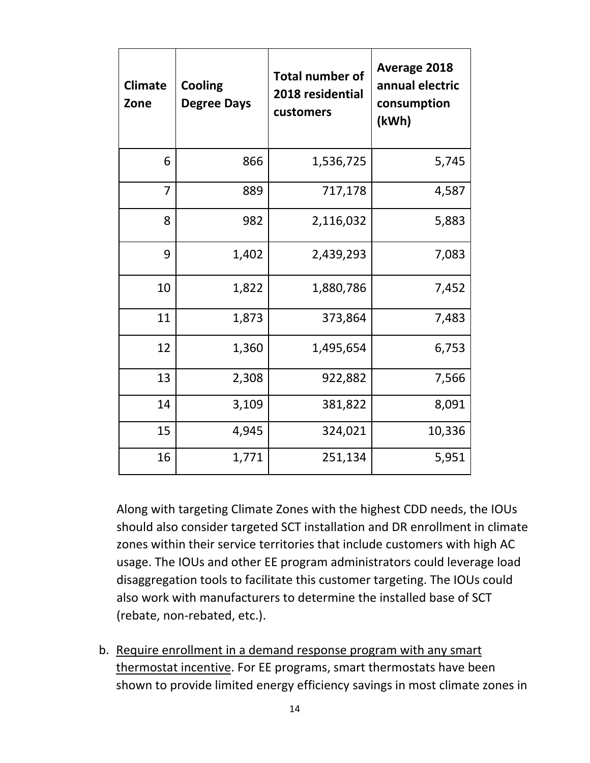| Climate Zone | Cooling Degree Days | Total number of 2018 residential customers | Average 2018 annual electric consumption (kWh) |
|---|---|---|---|
| 6 | 866 | 1,536,725 | 5,745 |
| 7 | 889 | 717,178 | 4,587 |
| 8 | 982 | 2,116,032 | 5,883 |
| 9 | 1,402 | 2,439,293 | 7,083 |
| 10 | 1,822 | 1,880,786 | 7,452 |
| 11 | 1,873 | 373,864 | 7,483 |
| 12 | 1,360 | 1,495,654 | 6,753 |
| 13 | 2,308 | 922,882 | 7,566 |
| 14 | 3,109 | 381,822 | 8,091 |
| 15 | 4,945 | 324,021 | 10,336 |
| 16 | 1,771 | 251,134 | 5,951 |

Along with targeting Climate Zones with the highest CDD needs, the IOUs should also consider targeted SCT installation and DR enrollment in climate zones within their service territories that include customers with high AC usage. The IOUs and other EE program administrators could leverage load disaggregation tools to facilitate this customer targeting. The IOUs could also work with manufacturers to determine the installed base of SCT (rebate, non-rebated, etc.).

b. Require enrollment in a demand response program with any smart thermostat incentive. For EE programs, smart thermostats have been shown to provide limited energy efficiency savings in most climate zones in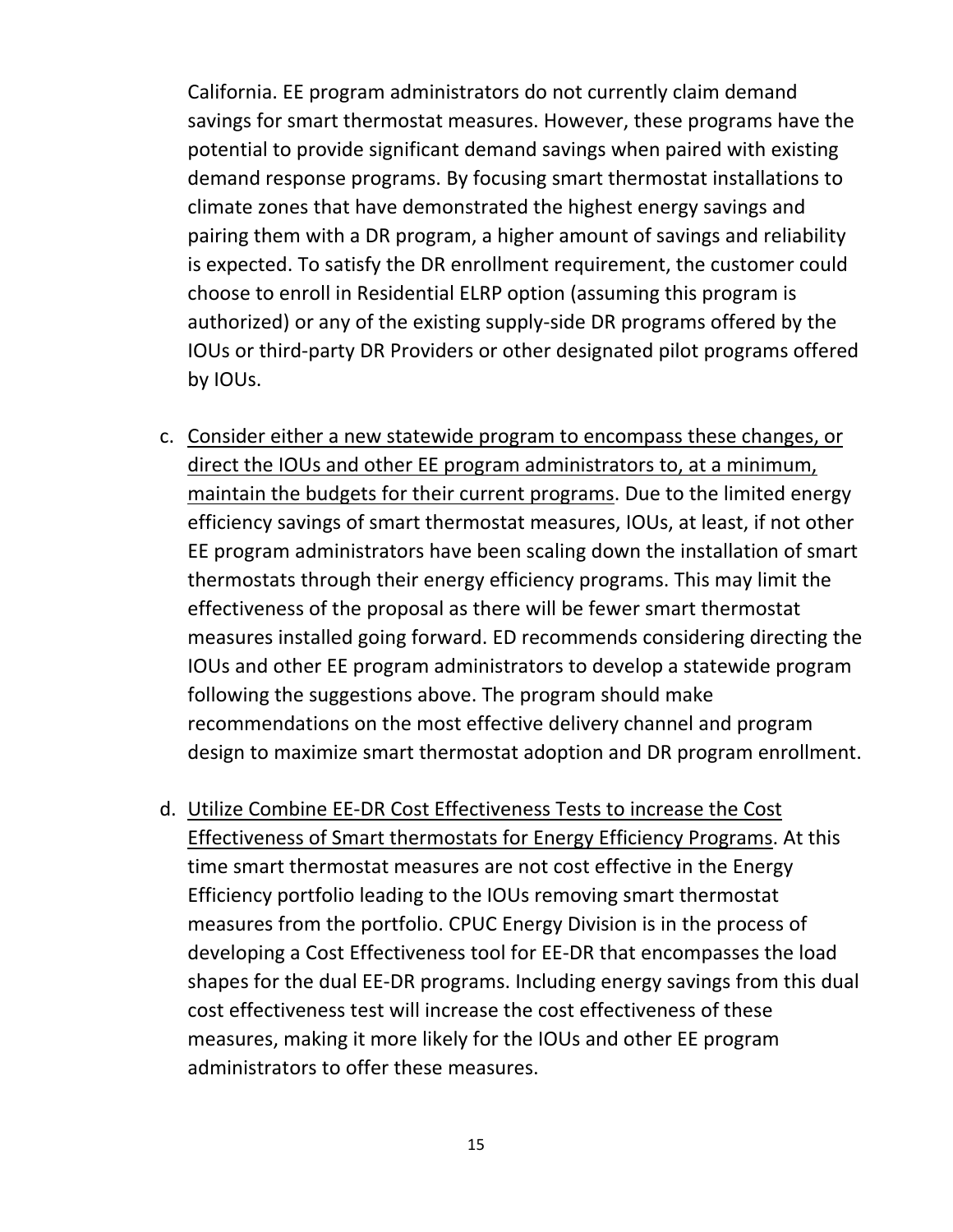California. EE program administrators do not currently claim demand savings for smart thermostat measures. However, these programs have the potential to provide significant demand savings when paired with existing demand response programs. By focusing smart thermostat installations to climate zones that have demonstrated the highest energy savings and pairing them with a DR program, a higher amount of savings and reliability is expected. To satisfy the DR enrollment requirement, the customer could choose to enroll in Residential ELRP option (assuming this program is authorized) or any of the existing supply-side DR programs offered by the IOUs or third-party DR Providers or other designated pilot programs offered by IOUs.

c. <u>Consider either a new statewide program to encompass these changes, or direct the IOUs and other EE program administrators to, at a minimum, maintain the budgets for their current programs</u>. Due to the limited energy efficiency savings of smart thermostat measures, IOUs, at least, if not other EE program administrators have been scaling down the installation of smart thermostats through their energy efficiency programs. This may limit the effectiveness of the proposal as there will be fewer smart thermostat measures installed going forward. ED recommends considering directing the IOUs and other EE program administrators to develop a statewide program following the suggestions above. The program should make recommendations on the most effective delivery channel and program design to maximize smart thermostat adoption and DR program enrollment.

d. <u>Utilize Combine EE-DR Cost Effectiveness Tests to increase the Cost Effectiveness of Smart thermostats for Energy Efficiency Programs</u>. At this time smart thermostat measures are not cost effective in the Energy Efficiency portfolio leading to the IOUs removing smart thermostat measures from the portfolio. CPUC Energy Division is in the process of developing a Cost Effectiveness tool for EE-DR that encompasses the load shapes for the dual EE-DR programs. Including energy savings from this dual cost effectiveness test will increase the cost effectiveness of these measures, making it more likely for the IOUs and other EE program administrators to offer these measures.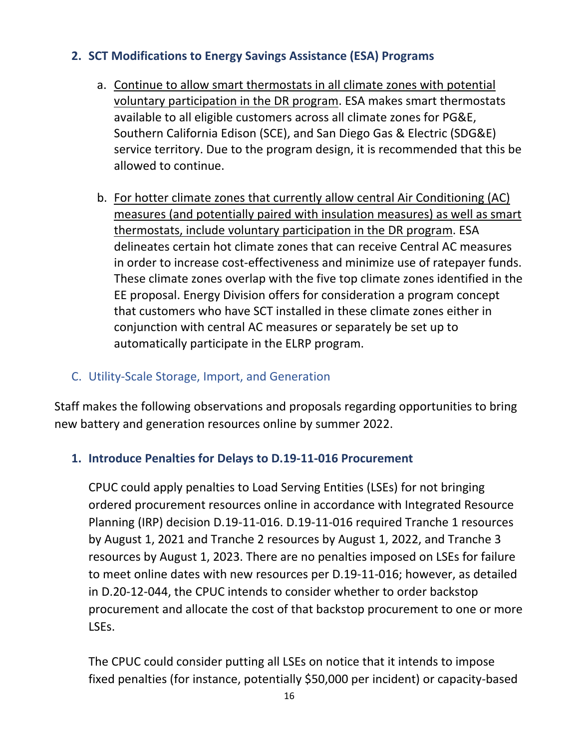### 2. SCT Modifications to Energy Savings Assistance (ESA) Programs

a. Continue to allow smart thermostats in all climate zones with potential voluntary participation in the DR program. ESA makes smart thermostats available to all eligible customers across all climate zones for PG&E, Southern California Edison (SCE), and San Diego Gas & Electric (SDG&E) service territory. Due to the program design, it is recommended that this be allowed to continue.

b. For hotter climate zones that currently allow central Air Conditioning (AC) measures (and potentially paired with insulation measures) as well as smart thermostats, include voluntary participation in the DR program. ESA delineates certain hot climate zones that can receive Central AC measures in order to increase cost-effectiveness and minimize use of ratepayer funds. These climate zones overlap with the five top climate zones identified in the EE proposal. Energy Division offers for consideration a program concept that customers who have SCT installed in these climate zones either in conjunction with central AC measures or separately be set up to automatically participate in the ELRP program.

## C. Utility-Scale Storage, Import, and Generation

Staff makes the following observations and proposals regarding opportunities to bring new battery and generation resources online by summer 2022.

### 1. Introduce Penalties for Delays to D.19-11-016 Procurement

CPUC could apply penalties to Load Serving Entities (LSEs) for not bringing ordered procurement resources online in accordance with Integrated Resource Planning (IRP) decision D.19-11-016. D.19-11-016 required Tranche 1 resources by August 1, 2021 and Tranche 2 resources by August 1, 2022, and Tranche 3 resources by August 1, 2023. There are no penalties imposed on LSEs for failure to meet online dates with new resources per D.19-11-016; however, as detailed in D.20-12-044, the CPUC intends to consider whether to order backstop procurement and allocate the cost of that backstop procurement to one or more LSEs.

The CPUC could consider putting all LSEs on notice that it intends to impose fixed penalties (for instance, potentially $50,000 per incident) or capacity-based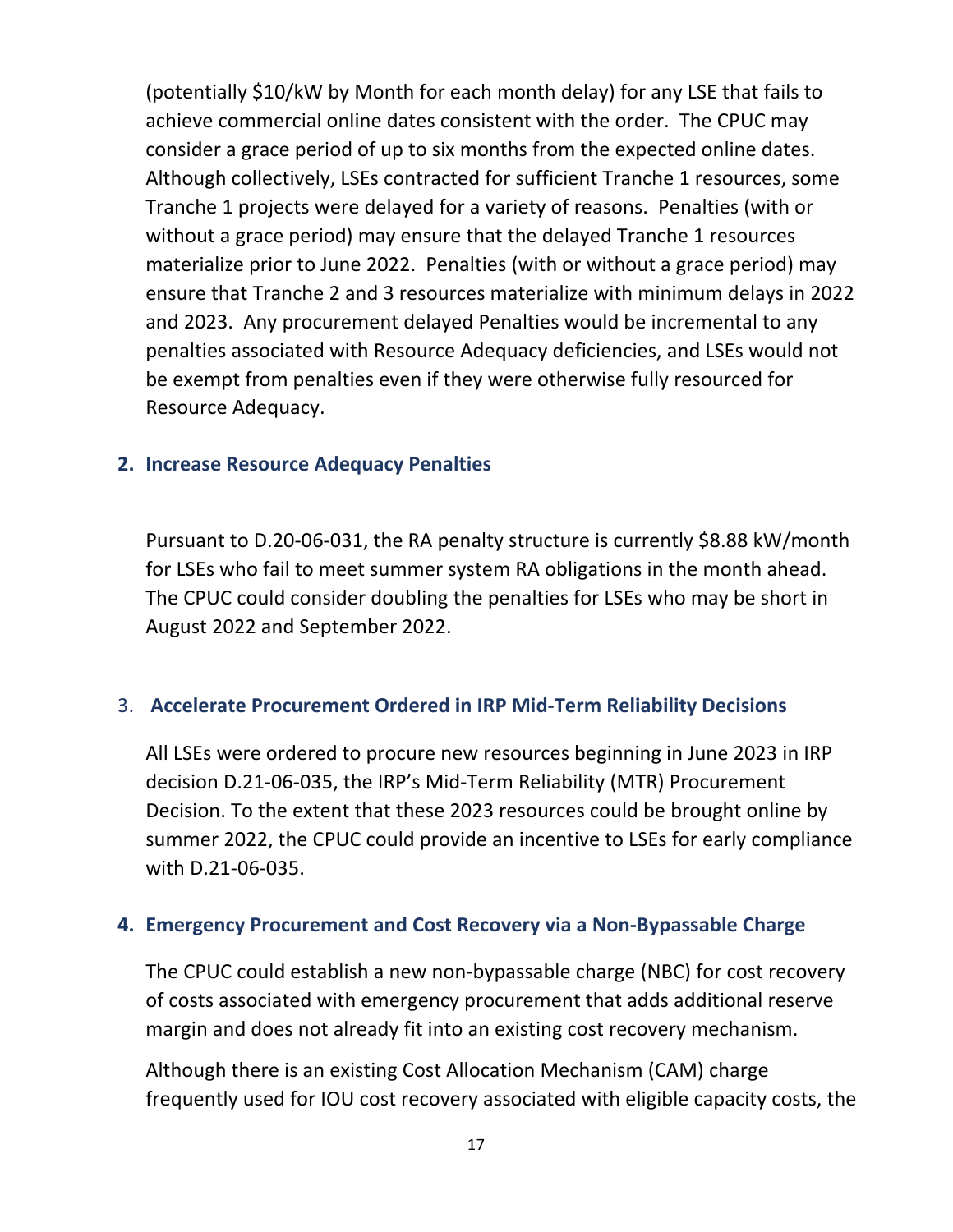(potentially $10/kW by Month for each month delay) for any LSE that fails to achieve commercial online dates consistent with the order. The CPUC may consider a grace period of up to six months from the expected online dates. Although collectively, LSEs contracted for sufficient Tranche 1 resources, some Tranche 1 projects were delayed for a variety of reasons. Penalties (with or without a grace period) may ensure that the delayed Tranche 1 resources materialize prior to June 2022. Penalties (with or without a grace period) may ensure that Tranche 2 and 3 resources materialize with minimum delays in 2022 and 2023. Any procurement delayed Penalties would be incremental to any penalties associated with Resource Adequacy deficiencies, and LSEs would not be exempt from penalties even if they were otherwise fully resourced for Resource Adequacy.

### 2. Increase Resource Adequacy Penalties

Pursuant to D.20-06-031, the RA penalty structure is currently $8.88 kW/month for LSEs who fail to meet summer system RA obligations in the month ahead. The CPUC could consider doubling the penalties for LSEs who may be short in August 2022 and September 2022.

### 3. Accelerate Procurement Ordered in IRP Mid-Term Reliability Decisions

All LSEs were ordered to procure new resources beginning in June 2023 in IRP decision D.21-06-035, the IRP's Mid-Term Reliability (MTR) Procurement Decision. To the extent that these 2023 resources could be brought online by summer 2022, the CPUC could provide an incentive to LSEs for early compliance with D.21-06-035.

### 4. Emergency Procurement and Cost Recovery via a Non-Bypassable Charge

The CPUC could establish a new non-bypassable charge (NBC) for cost recovery of costs associated with emergency procurement that adds additional reserve margin and does not already fit into an existing cost recovery mechanism.

Although there is an existing Cost Allocation Mechanism (CAM) charge frequently used for IOU cost recovery associated with eligible capacity costs, the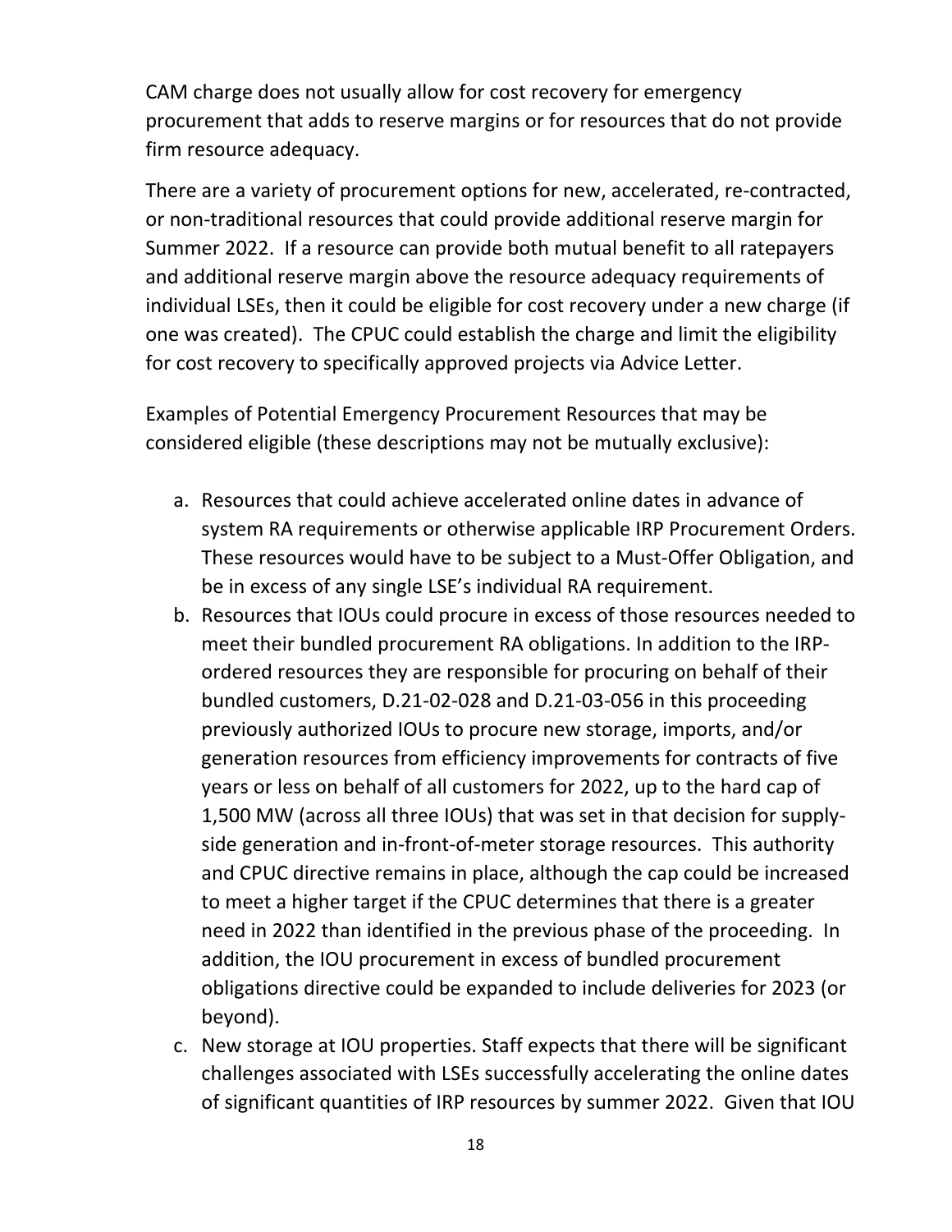CAM charge does not usually allow for cost recovery for emergency procurement that adds to reserve margins or for resources that do not provide firm resource adequacy.

There are a variety of procurement options for new, accelerated, re-contracted, or non-traditional resources that could provide additional reserve margin for Summer 2022. If a resource can provide both mutual benefit to all ratepayers and additional reserve margin above the resource adequacy requirements of individual LSEs, then it could be eligible for cost recovery under a new charge (if one was created). The CPUC could establish the charge and limit the eligibility for cost recovery to specifically approved projects via Advice Letter.

Examples of Potential Emergency Procurement Resources that may be considered eligible (these descriptions may not be mutually exclusive):

a. Resources that could achieve accelerated online dates in advance of system RA requirements or otherwise applicable IRP Procurement Orders. These resources would have to be subject to a Must-Offer Obligation, and be in excess of any single LSE's individual RA requirement.
b. Resources that IOUs could procure in excess of those resources needed to meet their bundled procurement RA obligations. In addition to the IRP-ordered resources they are responsible for procuring on behalf of their bundled customers, D.21-02-028 and D.21-03-056 in this proceeding previously authorized IOUs to procure new storage, imports, and/or generation resources from efficiency improvements for contracts of five years or less on behalf of all customers for 2022, up to the hard cap of 1,500 MW (across all three IOUs) that was set in that decision for supply-side generation and in-front-of-meter storage resources. This authority and CPUC directive remains in place, although the cap could be increased to meet a higher target if the CPUC determines that there is a greater need in 2022 than identified in the previous phase of the proceeding. In addition, the IOU procurement in excess of bundled procurement obligations directive could be expanded to include deliveries for 2023 (or beyond).
c. New storage at IOU properties. Staff expects that there will be significant challenges associated with LSEs successfully accelerating the online dates of significant quantities of IRP resources by summer 2022. Given that IOU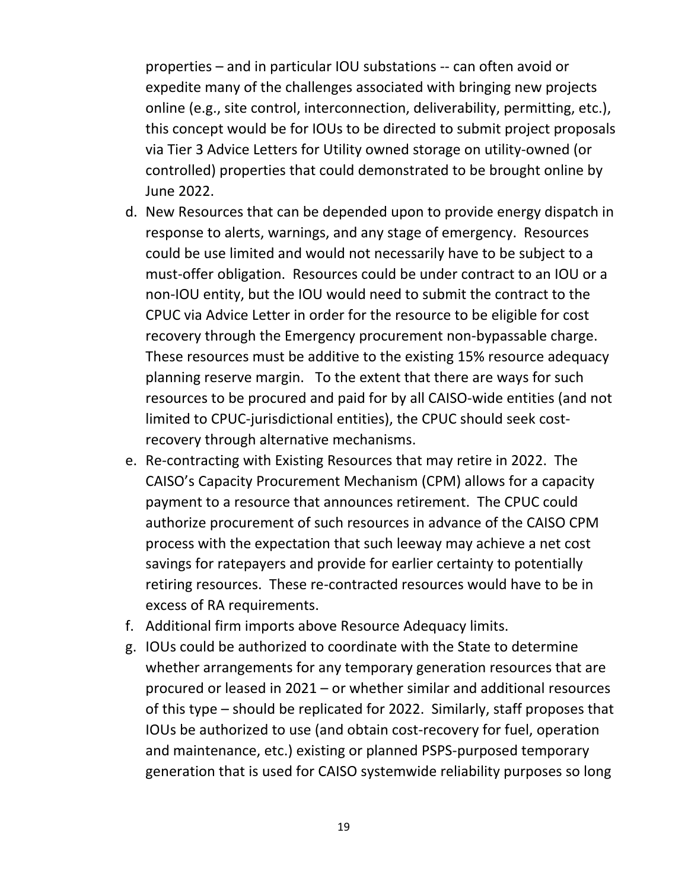properties – and in particular IOU substations -- can often avoid or expedite many of the challenges associated with bringing new projects online (e.g., site control, interconnection, deliverability, permitting, etc.), this concept would be for IOUs to be directed to submit project proposals via Tier 3 Advice Letters for Utility owned storage on utility-owned (or controlled) properties that could demonstrated to be brought online by June 2022.

d. New Resources that can be depended upon to provide energy dispatch in response to alerts, warnings, and any stage of emergency. Resources could be use limited and would not necessarily have to be subject to a must-offer obligation. Resources could be under contract to an IOU or a non-IOU entity, but the IOU would need to submit the contract to the CPUC via Advice Letter in order for the resource to be eligible for cost recovery through the Emergency procurement non-bypassable charge. These resources must be additive to the existing 15% resource adequacy planning reserve margin. To the extent that there are ways for such resources to be procured and paid for by all CAISO-wide entities (and not limited to CPUC-jurisdictional entities), the CPUC should seek cost-recovery through alternative mechanisms.
e. Re-contracting with Existing Resources that may retire in 2022. The CAISO's Capacity Procurement Mechanism (CPM) allows for a capacity payment to a resource that announces retirement. The CPUC could authorize procurement of such resources in advance of the CAISO CPM process with the expectation that such leeway may achieve a net cost savings for ratepayers and provide for earlier certainty to potentially retiring resources. These re-contracted resources would have to be in excess of RA requirements.
f. Additional firm imports above Resource Adequacy limits.
g. IOUs could be authorized to coordinate with the State to determine whether arrangements for any temporary generation resources that are procured or leased in 2021 – or whether similar and additional resources of this type – should be replicated for 2022. Similarly, staff proposes that IOUs be authorized to use (and obtain cost-recovery for fuel, operation and maintenance, etc.) existing or planned PSPS-purposed temporary generation that is used for CAISO systemwide reliability purposes so long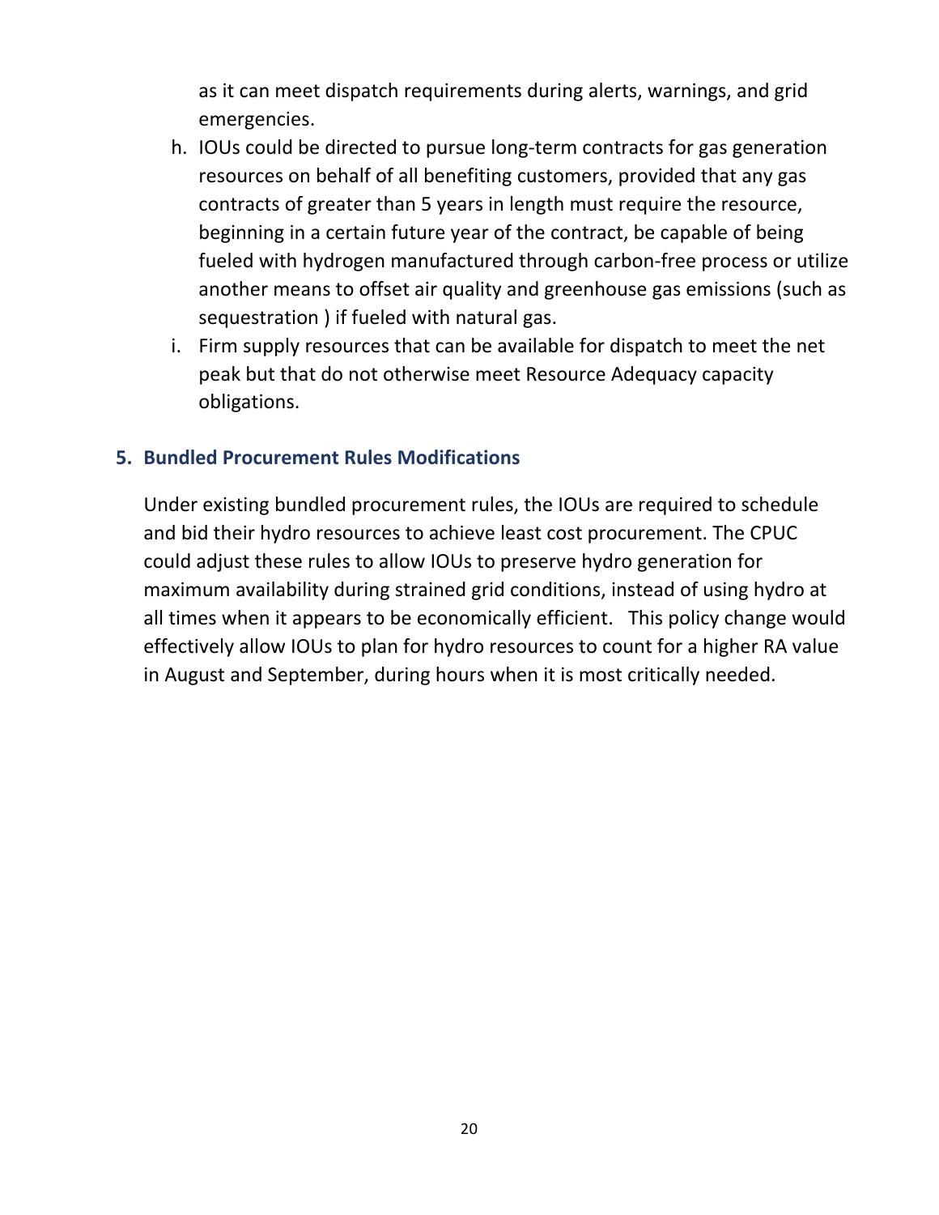as it can meet dispatch requirements during alerts, warnings, and grid emergencies.

h. IOUs could be directed to pursue long-term contracts for gas generation resources on behalf of all benefiting customers, provided that any gas contracts of greater than 5 years in length must require the resource, beginning in a certain future year of the contract, be capable of being fueled with hydrogen manufactured through carbon-free process or utilize another means to offset air quality and greenhouse gas emissions (such as sequestration ) if fueled with natural gas.

i. Firm supply resources that can be available for dispatch to meet the net peak but that do not otherwise meet Resource Adequacy capacity obligations.

## 5. Bundled Procurement Rules Modifications

Under existing bundled procurement rules, the IOUs are required to schedule and bid their hydro resources to achieve least cost procurement. The CPUC could adjust these rules to allow IOUs to preserve hydro generation for maximum availability during strained grid conditions, instead of using hydro at all times when it appears to be economically efficient. This policy change would effectively allow IOUs to plan for hydro resources to count for a higher RA value in August and September, during hours when it is most critically needed.